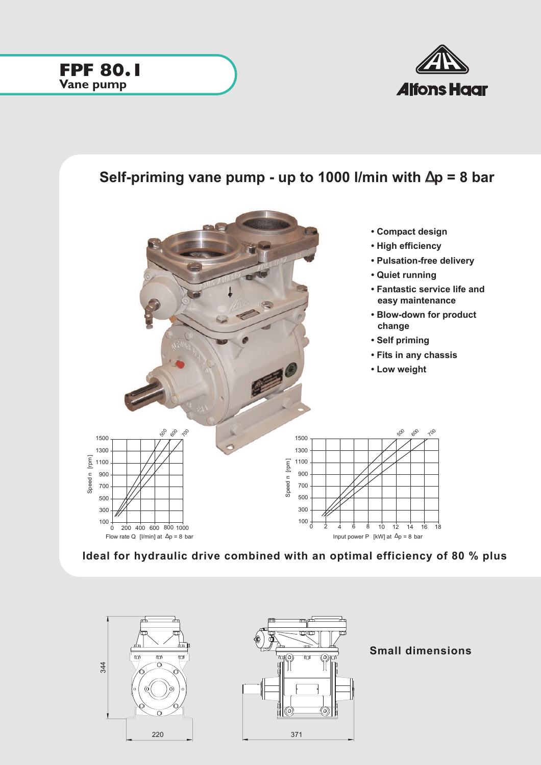# FPF 80.1
**Vane pump**

Alfons Haar

## Self-priming vane pump - up to 1000 l/min with $\Delta$p = 8 bar

- **Compact design**
- **High efficiency**
- **Pulsation-free delivery**
- **Quiet running**
- **Fantastic service life and easy maintenance**
- **Blow-down for product change**
- **Self priming**
- **Fits in any chassis**
- **Low weight**

Speed n [rpm] vs. Flow rate Q [l/min] at $\Delta$p = 8 bar (curves: 500, 600, 700)

Speed n [rpm] vs. Input power P [kW] at $\Delta$p = 8 bar (curves: 500, 600, 700)

**Ideal for hydraulic drive combined with an optimal efficiency of 80 % plus**

**Small dimensions**

344

220

371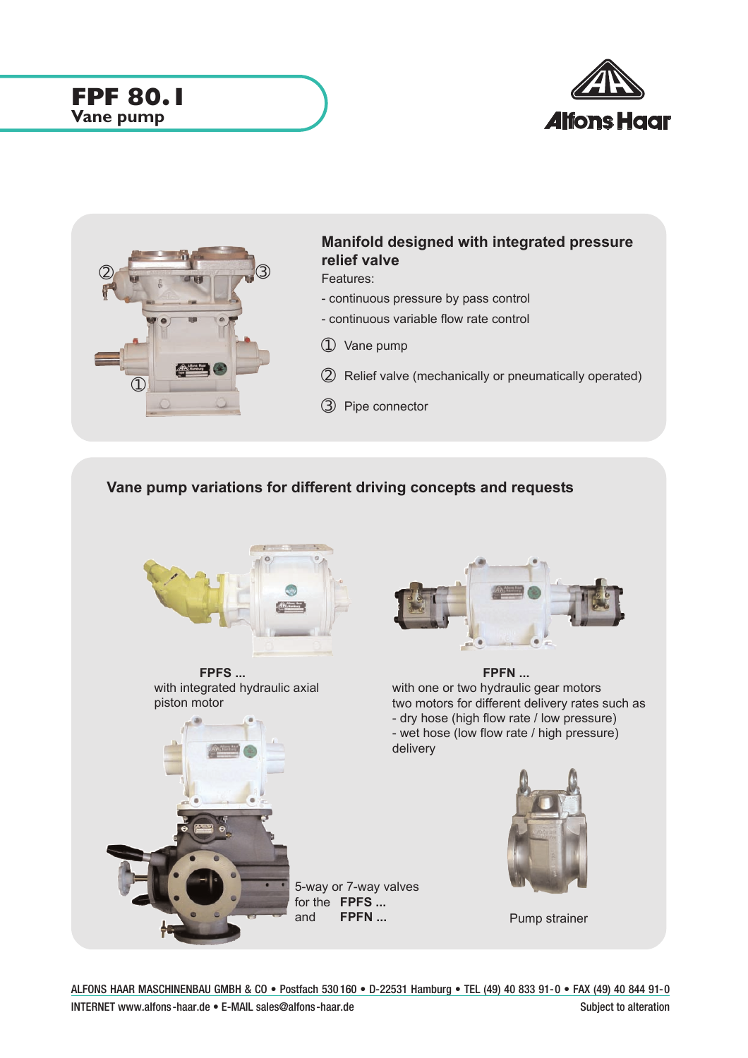# FPF 80.1

**Vane pump**

Alfons Haar

## Manifold designed with integrated pressure relief valve

Features:

- continuous pressure by pass control
- continuous variable flow rate control

① Vane pump

② Relief valve (mechanically or pneumatically operated)

③ Pipe connector

## Vane pump variations for different driving concepts and requests

**FPFS ...**
with integrated hydraulic axial piston motor

**FPFN ...**
with one or two hydraulic gear motors
two motors for different delivery rates such as
- dry hose (high flow rate / low pressure)
- wet hose (low flow rate / high pressure)
delivery

5-way or 7-way valves
for the **FPFS ...**
and **FPFN ...**

Pump strainer

ALFONS HAAR MASCHINENBAU GMBH & CO • Postfach 530160 • D-22531 Hamburg • TEL (49) 40 833 91-0 • FAX (49) 40 844 91-0
INTERNET www.alfons-haar.de • E-MAIL sales@alfons-haar.de

Subject to alteration